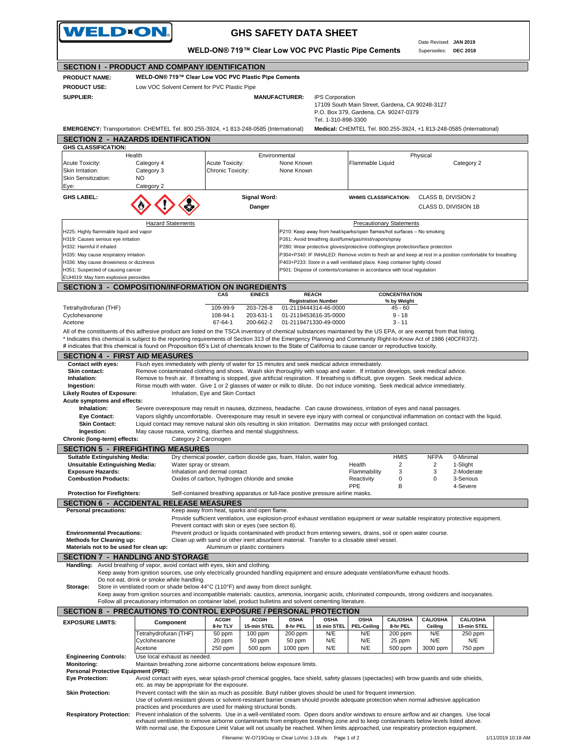# GHS SAFETY DATA SHEET

**WELD-ON® 719™ Clear Low VOC PVC Plastic Pipe Cements**

Date Revised: **JAN 2019**
Supersedes: **DEC 2018**

## SECTION I - PRODUCT AND COMPANY IDENTIFICATION

**PRODUCT NAME:** WELD-ON® 719™ Clear Low VOC PVC Plastic Pipe Cements

**PRODUCT USE:** Low VOC Solvent Cement for PVC Plastic Pipe

**SUPPLIER:**

**MANUFACTURER:** IPS Corporation
17109 South Main Street, Gardena, CA 90248-3127
P.O. Box 379, Gardena, CA 90247-0379
Tel. 1-310-898-3300

**EMERGENCY:** Transportation: CHEMTEL Tel. 800.255-3924, +1 813-248-0585 (International)
**Medical:** CHEMTEL Tel. 800.255-3924, +1 813-248-0585 (International)

## SECTION 2 - HAZARDS IDENTIFICATION

**GHS CLASSIFICATION:**

| Health | | Environmental | | Physical | |
|---|---|---|---|---|---|
| Acute Toxicity: | Category 4 | Acute Toxicity: | None Known | Flammable Liquid | Category 2 |
| Skin Irritation: | Category 3 | Chronic Toxicity: | None Known | | |
| Skin Sensitization: | NO | | | | |
| Eye: | Category 2 | | | | |

**GHS LABEL:**

**Signal Word:** Danger

**WHMIS CLASSIFICATION:** CLASS B, DIVISION 2
CLASS D, DIVISION 1B

| Hazard Statements | Precautionary Statements |
|---|---|
| H225: Highly flammable liquid and vapor | P210: Keep away from heat/sparks/open flames/hot surfaces – No smoking |
| H319: Causes serious eye irritation | P261: Avoid breathing dust/fume/gas/mist/vapors/spray |
| H332: Harmful if inhaled | P280: Wear protective gloves/protective clothing/eye protection/face protection |
| H335: May cause respiratory irritation | P304+P340: IF INHALED: Remove victim to fresh air and keep at rest in a position comfortable for breathing |
| H336: May cause drowsiness or dizziness | P403+P233: Store in a well ventilated place. Keep container tightly closed |
| H351: Suspected of causing cancer | P501: Dispose of contents/container in accordance with local regulation |
| EUH019: May form explosive peroxides | |

## SECTION 3 - COMPOSITION/INFORMATION ON INGREDIENTS

| | CAS | EINECS | REACH Registration Number | CONCENTRATION % by Weight |
|---|---|---|---|---|
| Tetrahydrofuran (THF) | 109-99-9 | 203-726-8 | 01-2119444314-46-0000 | 45 - 60 |
| Cyclohexanone | 108-94-1 | 203-631-1 | 01-2119453616-35-0000 | 9 - 18 |
| Acetone | 67-64-1 | 200-662-2 | 01-2119471330-49-0000 | 3 - 11 |

All of the constituents of this adhesive product are listed on the TSCA inventory of chemical substances maintained by the US EPA, or are exempt from that listing.
* Indicates this chemical is subject to the reporting requirements of Section 313 of the Emergency Planning and Community Right-to-Know Act of 1986 (40CFR372).
# indicates that this chemical is found on Proposition 65's List of chemicals known to the State of California to cause cancer or reproductive toxicity.

## SECTION 4 - FIRST AID MEASURES

**Contact with eyes:** Flush eyes immediately with plenty of water for 15 minutes and seek medical advice immediately.
**Skin contact:** Remove contaminated clothing and shoes. Wash skin thoroughly with soap and water. If irritation develops, seek medical advice.
**Inhalation:** Remove to fresh air. If breathing is stopped, give artificial respiration. If breathing is difficult, give oxygen. Seek medical advice.
**Ingestion:** Rinse mouth with water. Give 1 or 2 glasses of water or milk to dilute. Do not induce vomiting. Seek medical advice immediately.
**Likely Routes of Exposure:** Inhalation, Eye and Skin Contact
**Acute symptoms and effects:**
**Inhalation:** Severe overexposure may result in nausea, dizziness, headache. Can cause drowsiness, irritation of eyes and nasal passages.
**Eye Contact:** Vapors slightly uncomfortable. Overexposure may result in severe eye injury with corneal or conjunctival inflammation on contact with the liquid.
**Skin Contact:** Liquid contact may remove natural skin oils resulting in skin irritation. Dermatitis may occur with prolonged contact.
**Ingestion:** May cause nausea, vomiting, diarrhea and mental sluggishness.
**Chronic (long-term) effects:** Category 2 Carcinogen

## SECTION 5 - FIREFIGHTING MEASURES

**Suitable Extinguishing Media:** Dry chemical powder, carbon dioxide gas, foam, Halon, water fog.
**Unsuitable Extinguishing Media:** Water spray or stream.
**Exposure Hazards:** Inhalation and dermal contact
**Combustion Products:** Oxides of carbon, hydrogen chloride and smoke
**Protection for Firefighters:** Self-contained breathing apparatus or full-face positive pressure airline masks.

| | HMIS | NFPA | |
|---|---|---|---|
| | | | 0-Minimal |
| Health | 2 | 2 | 1-Slight |
| Flammability | 3 | 3 | 2-Moderate |
| Reactivity | 0 | 0 | 3-Serious |
| PPE | B | | 4-Severe |

## SECTION 6 - ACCIDENTAL RELEASE MEASURES

**Personal precautions:** Keep away from heat, sparks and open flame.
Provide sufficient ventilation, use explosion-proof exhaust ventilation equipment or wear suitable respiratory protective equipment.
Prevent contact with skin or eyes (see section 8).
**Environmental Precautions:** Prevent product or liquids contaminated with product from entering sewers, drains, soil or open water course.
**Methods for Cleaning up:** Clean up with sand or other inert absorbent material. Transfer to a closable steel vessel.
**Materials not to be used for clean up:** Aluminum or plastic containers

## SECTION 7 - HANDLING AND STORAGE

**Handling:** Avoid breathing of vapor, avoid contact with eyes, skin and clothing.
Keep away from ignition sources, use only electrically grounded handling equipment and ensure adequate ventilation/fume exhaust hoods.
Do not eat, drink or smoke while handling.
**Storage:** Store in ventilated room or shade below 44°C (110°F) and away from direct sunlight.
Keep away from ignition sources and incompatible materials: caustics, ammonia, inorganic acids, chlorinated compounds, strong oxidizers and isocyanates.
Follow all precautionary information on container label, product bulletins and solvent cementing literature.

## SECTION 8 - PRECAUTIONS TO CONTROL EXPOSURE / PERSONAL PROTECTION

| EXPOSURE LIMITS: | Component | ACGIH 8-hr TLV | ACGIH 15-min STEL | OSHA 8-hr PEL | OSHA 15 min STEL | OSHA PEL-Ceiling | CAL/OSHA 8-hr PEL | CAL/OSHA Ceiling | CAL/OSHA 15-min STEL |
|---|---|---|---|---|---|---|---|---|---|
| | Tetrahydrofuran (THF) | 50 ppm | 100 ppm | 200 ppm | N/E | N/E | 200 ppm | N/E | 250 ppm |
| | Cyclohexanone | 20 ppm | 50 ppm | 50 ppm | N/E | N/E | 25 ppm | N/E | N/E |
| | Acetone | 250 ppm | 500 ppm | 1000 ppm | N/E | N/E | 500 ppm | 3000 ppm | 750 ppm |

**Engineering Controls:** Use local exhaust as needed.
**Monitoring:** Maintain breathing zone airborne concentrations below exposure limits.
**Personal Protective Equipment (PPE):**
**Eye Protection:** Avoid contact with eyes, wear splash-proof chemical goggles, face shield, safety glasses (spectacles) with brow guards and side shields, etc. as may be appropriate for the exposure.
**Skin Protection:** Prevent contact with the skin as much as possible. Butyl rubber gloves should be used for frequent immersion.
Use of solvent-resistant gloves or solvent-resistant barrier cream should provide adequate protection when normal adhesive application practices and procedures are used for making structural bonds.
**Respiratory Protection:** Prevent inhalation of the solvents. Use in a well-ventilated room. Open doors and/or windows to ensure airflow and air changes. Use local exhaust ventilation to remove airborne contaminants from employee breathing zone and to keep contaminants below levels listed above.
With normal use, the Exposure Limit Value will not usually be reached. When limits approached, use respiratory protection equipment.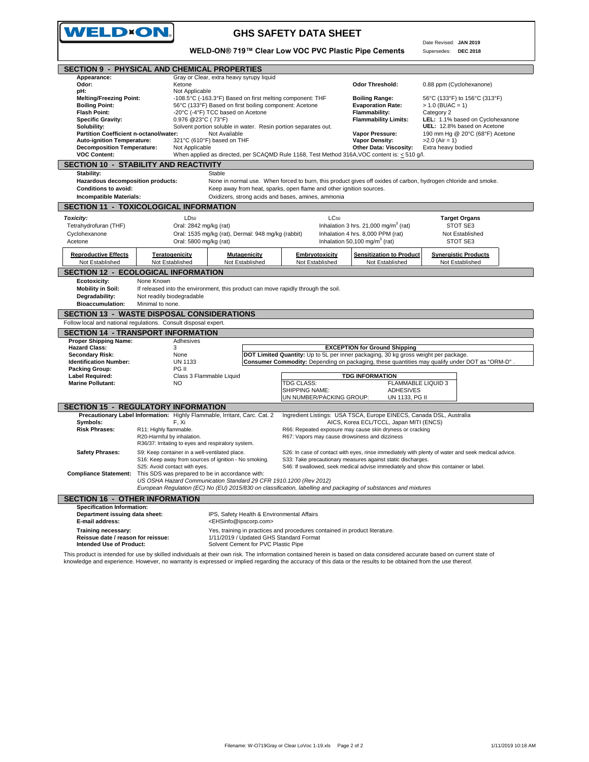**GHS SAFETY DATA SHEET**

**WELD-ON® 719™ Clear Low VOC PVC Plastic Pipe Cements**

Date Revised: **JAN 2019**
Supersedes: **DEC 2018**

## SECTION 9 - PHYSICAL AND CHEMICAL PROPERTIES

| | | | |
|---|---|---|---|
| **Appearance:** | Gray or Clear, extra heavy syrupy liquid | | |
| **Odor:** | Ketone | **Odor Threshold:** | 0.88 ppm (Cyclohexanone) |
| **pH:** | Not Applicable | | |
| **Melting/Freezing Point:** | -108.5°C (-163.3°F) Based on first melting component: THF | **Boiling Range:** | 56°C (133°F) to 156°C (313°F) |
| **Boiling Point:** | 56°C (133°F) Based on first boiling component: Acetone | **Evaporation Rate:** | > 1.0 (BUAC = 1) |
| **Flash Point:** | -20°C (-4°F) TCC based on Acetone | **Flammability:** | Category 2 |
| **Specific Gravity:** | 0.976 @23°C ( 73°F) | **Flammability Limits:** | **LEL:** 1.1% based on Cyclohexanone |
| **Solubility:** | Solvent portion soluble in water. Resin portion separates out. | | **UEL:** 12.8% based on Acetone |
| **Partition Coefficient n-octanol/water:** | Not Available | **Vapor Pressure:** | 190 mm Hg @ 20°C (68°F) Acetone |
| **Auto-ignition Temperature:** | 321°C (610°F) based on THF | **Vapor Density:** | >2.0 (Air = 1) |
| **Decomposition Temperature:** | Not Applicable | **Other Data: Viscosity:** | Extra heavy bodied |
| **VOC Content:** | When applied as directed, per SCAQMD Rule 1168, Test Method 316A,VOC content is: ≤ 510 g/l. | | |

## SECTION 10 - STABILITY AND REACTIVITY

| | |
|---|---|
| **Stability:** | Stable |
| **Hazardous decomposition products:** | None in normal use. When forced to burn, this product gives off oxides of carbon, hydrogen chloride and smoke. |
| **Conditions to avoid:** | Keep away from heat, sparks, open flame and other ignition sources. |
| **Incompatible Materials:** | Oxidizers, strong acids and bases, amines, ammonia |

## SECTION 11 - TOXICOLOGICAL INFORMATION

| ***Toxicity:*** | $LD_{50}$ | $LC_{50}$ | **Target Organs** |
|---|---|---|---|
| Tetrahydrofuran (THF) | Oral: 2842 mg/kg (rat) | Inhalation 3 hrs. 21,000 mg/m$^3$ (rat) | STOT SE3 |
| Cyclohexanone | Oral: 1535 mg/kg (rat), Dermal: 948 mg/kg (rabbit) | Inhalation 4 hrs. 8,000 PPM (rat) | Not Established |
| Acetone | Oral: 5800 mg/kg (rat) | Inhalation 50,100 mg/m$^3$ (rat) | STOT SE3 |

| Reproductive Effects | Teratogenicity | Mutagenicity | Embryotoxicity | Sensitization to Product | Synergistic Products |
|---|---|---|---|---|---|
| Not Established | Not Established | Not Established | Not Established | Not Established | Not Established |

## SECTION 12 - ECOLOGICAL INFORMATION

| | |
|---|---|
| **Ecotoxicity:** | None Known |
| **Mobility in Soil:** | If released into the environment, this product can move rapidly through the soil. |
| **Degradability:** | Not readily biodegradable |
| **Bioaccumulation:** | Minimal to none. |

## SECTION 13 - WASTE DISPOSAL CONSIDERATIONS

Follow local and national regulations. Consult disposal expert.

## SECTION 14 - TRANSPORT INFORMATION

| | |
|---|---|
| **Proper Shipping Name:** | Adhesives |
| **Hazard Class:** | 3 |
| **Secondary Risk:** | None |
| **Identification Number:** | UN 1133 |
| **Packing Group:** | PG II |
| **Label Required:** | Class 3 Flammable Liquid |
| **Marine Pollutant:** | NO |

**EXCEPTION for Ground Shipping**

**DOT Limited Quantity:** Up to 5L per inner packaging, 30 kg gross weight per package.
**Consumer Commodity:** Depending on packaging, these quantities may qualify under DOT as "ORM-D" .

**TDG INFORMATION**

| | |
|---|---|
| TDG CLASS: | FLAMMABLE LIQUID 3 |
| SHIPPING NAME: | ADHESIVES |
| UN NUMBER/PACKING GROUP: | UN 1133, PG II |

## SECTION 15 - REGULATORY INFORMATION

**Precautionary Label Information:** Highly Flammable, Irritant, Carc. Cat. 2

Ingredient Listings: USA TSCA, Europe EINECS, Canada DSL, Australia AICS, Korea ECL/TCCL, Japan MITI (ENCS)

**Symbols:** F, Xi

**Risk Phrases:**
- R11: Highly flammable.
- R20-Harmful by inhalation.
- R36/37: Irritating to eyes and respiratory system.
- R66: Repeated exposure may cause skin dryness or cracking
- R67: Vapors may cause drowsiness and dizziness

**Safety Phrases:**
- S9: Keep container in a well-ventilated place.
- S16: Keep away from sources of ignition - No smoking.
- S25: Avoid contact with eyes.
- S26: In case of contact with eyes, rinse immediately with plenty of water and seek medical advice.
- S33: Take precautionary measures against static discharges.
- S46: If swallowed, seek medical advise immediately and show this container or label.

**Compliance Statement:** This SDS was prepared to be in accordance with:
*US OSHA Hazard Communication Standard 29 CFR 1910.1200 (Rev 2012)*
*European Regulation (EC) No (EU) 2015/830 on classification, labelling and packaging of substances and mixtures*

## SECTION 16 - OTHER INFORMATION

| | |
|---|---|
| **Specification Information:** | |
| **Department issuing data sheet:** | IPS, Safety Health & Environmental Affairs |
| **E-mail address:** | <EHSinfo@ipscorp.com> |
| **Training necessary:** | Yes, training in practices and procedures contained in product literature. |
| **Reissue date / reason for reissue:** | 1/11/2019 / Updated GHS Standard Format |
| **Intended Use of Product:** | Solvent Cement for PVC Plastic Pipe |

This product is intended for use by skilled individuals at their own risk. The information contained herein is based on data considered accurate based on current state of knowledge and experience. However, no warranty is expressed or implied regarding the accuracy of this data or the results to be obtained from the use thereof.